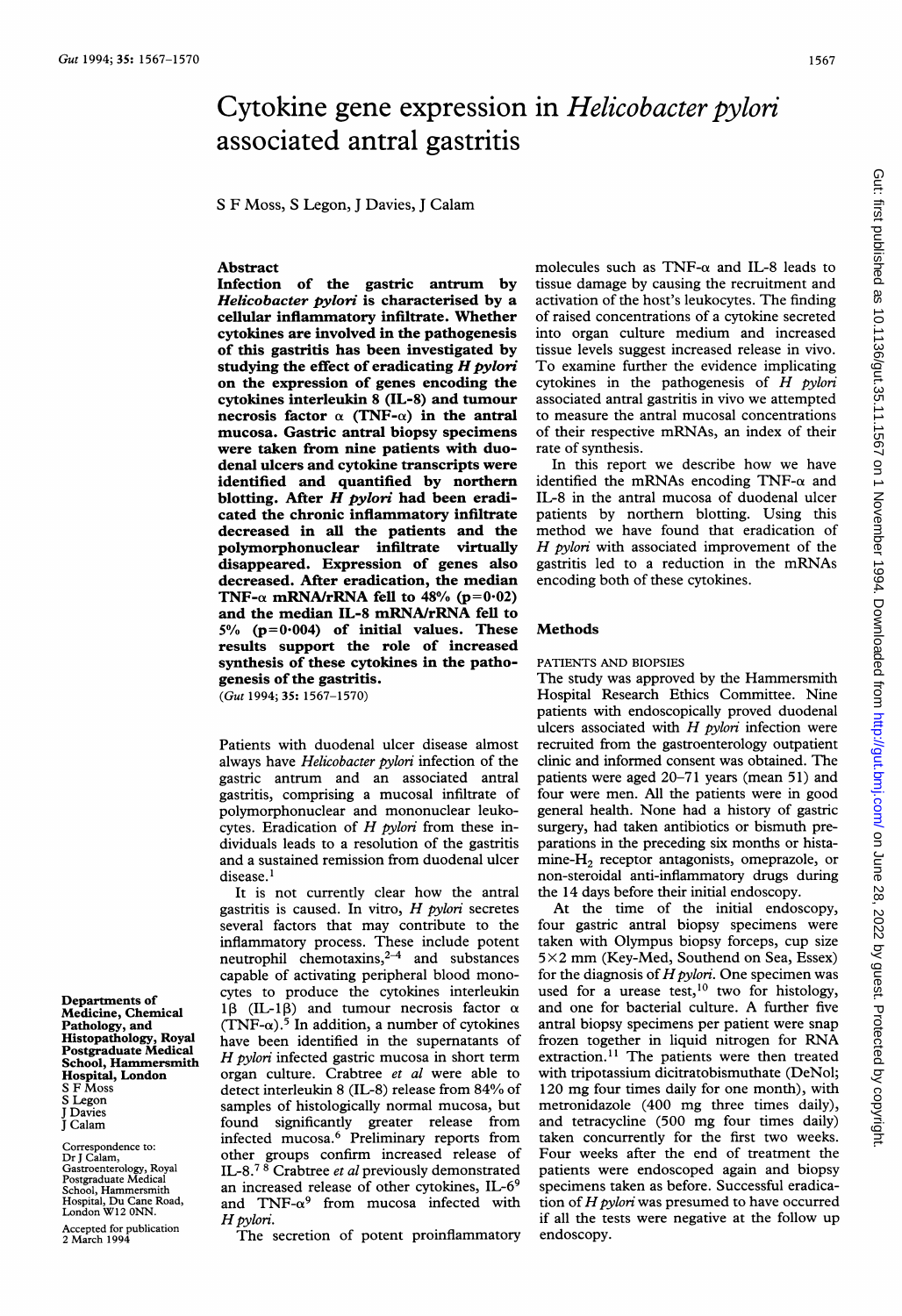# Cytokine gene expression in *Helicobacter pylori* associated antral gastritis

S F Moss, S Legon, J Davies, J Calam

## Abstract

**Infection of the gastric antrum by *Helicobacter pylori* is characterised by a cellular inflammatory infiltrate. Whether cytokines are involved in the pathogenesis of this gastritis has been investigated by studying the effect of eradicating *H pylori* on the expression of genes encoding the cytokines interleukin 8 (IL-8) and tumour necrosis factor α (TNF-α) in the antral mucosa. Gastric antral biopsy specimens were taken from nine patients with duodenal ulcers and cytokine transcripts were identified and quantified by northern blotting. After *H pylori* had been eradicated the chronic inflammatory infiltrate decreased in all the patients and the polymorphonuclear infiltrate virtually disappeared. Expression of genes also decreased. After eradication, the median TNF-α mRNA/rRNA fell to 48% ($p=0.02$) and the median IL-8 mRNA/rRNA fell to 5% ($p=0.004$) of initial values. These results support the role of increased synthesis of these cytokines in the pathogenesis of the gastritis.**

(*Gut* 1994; **35:** 1567–1570)

Patients with duodenal ulcer disease almost always have *Helicobacter pylori* infection of the gastric antrum and an associated antral gastritis, comprising a mucosal infiltrate of polymorphonuclear and mononuclear leukocytes. Eradication of *H pylori* from these individuals leads to a resolution of the gastritis and a sustained remission from duodenal ulcer disease.[1]

It is not currently clear how the antral gastritis is caused. In vitro, *H pylori* secretes several factors that may contribute to the inflammatory process. These include potent neutrophil chemotaxins,[2-4] and substances capable of activating peripheral blood monocytes to produce the cytokines interleukin 1β (IL-1β) and tumour necrosis factor α (TNF-α).[5] In addition, a number of cytokines have been identified in the supernatants of *H pylori* infected gastric mucosa in short term organ culture. Crabtree *et al* were able to detect interleukin 8 (IL-8) release from 84% of samples of histologically normal mucosa, but found significantly greater release from infected mucosa.[6] Preliminary reports from other groups confirm increased release of IL-8.[7,8] Crabtree *et al* previously demonstrated an increased release of other cytokines, IL-6[9] and TNF-α[9] from mucosa infected with *H pylori*.

The secretion of potent proinflammatory molecules such as TNF-α and IL-8 leads to tissue damage by causing the recruitment and activation of the host's leukocytes. The finding of raised concentrations of a cytokine secreted into organ culture medium and increased tissue levels suggest increased release in vivo. To examine further the evidence implicating cytokines in the pathogenesis of *H pylori* associated antral gastritis in vivo we attempted to measure the antral mucosal concentrations of their respective mRNAs, an index of their rate of synthesis.

In this report we describe how we have identified the mRNAs encoding TNF-α and IL-8 in the antral mucosa of duodenal ulcer patients by northern blotting. Using this method we have found that eradication of *H pylori* with associated improvement of the gastritis led to a reduction in the mRNAs encoding both of these cytokines.

## Methods

### PATIENTS AND BIOPSIES

The study was approved by the Hammersmith Hospital Research Ethics Committee. Nine patients with endoscopically proved duodenal ulcers associated with *H pylori* infection were recruited from the gastroenterology outpatient clinic and informed consent was obtained. The patients were aged 20–71 years (mean 51) and four were men. All the patients were in good general health. None had a history of gastric surgery, had taken antibiotics or bismuth preparations in the preceding six months or histamine-$H_2$ receptor antagonists, omeprazole, or non-steroidal anti-inflammatory drugs during the 14 days before their initial endoscopy.

At the time of the initial endoscopy, four gastric antral biopsy specimens were taken with Olympus biopsy forceps, cup size 5×2 mm (Key-Med, Southend on Sea, Essex) for the diagnosis of *H pylori*. One specimen was used for a urease test,[10] two for histology, and one for bacterial culture. A further five antral biopsy specimens per patient were snap frozen together in liquid nitrogen for RNA extraction.[11] The patients were then treated with tripotassium dicitratobismuthate (DeNol; 120 mg four times daily for one month), with metronidazole (400 mg three times daily), and tetracycline (500 mg four times daily) taken concurrently for the first two weeks. Four weeks after the end of treatment the patients were endoscoped again and biopsy specimens taken as before. Successful eradication of *H pylori* was presumed to have occurred if all the tests were negative at the follow up endoscopy.

Departments of Medicine, Chemical Pathology, and Histopathology, Royal Postgraduate Medical School, Hammersmith Hospital, London
S F Moss
S Legon
J Davies
J Calam

Correspondence to: Dr J Calam, Gastroenterology, Royal Postgraduate Medical School, Hammersmith Hospital, Du Cane Road, London W12 0NN.

Accepted for publication 2 March 1994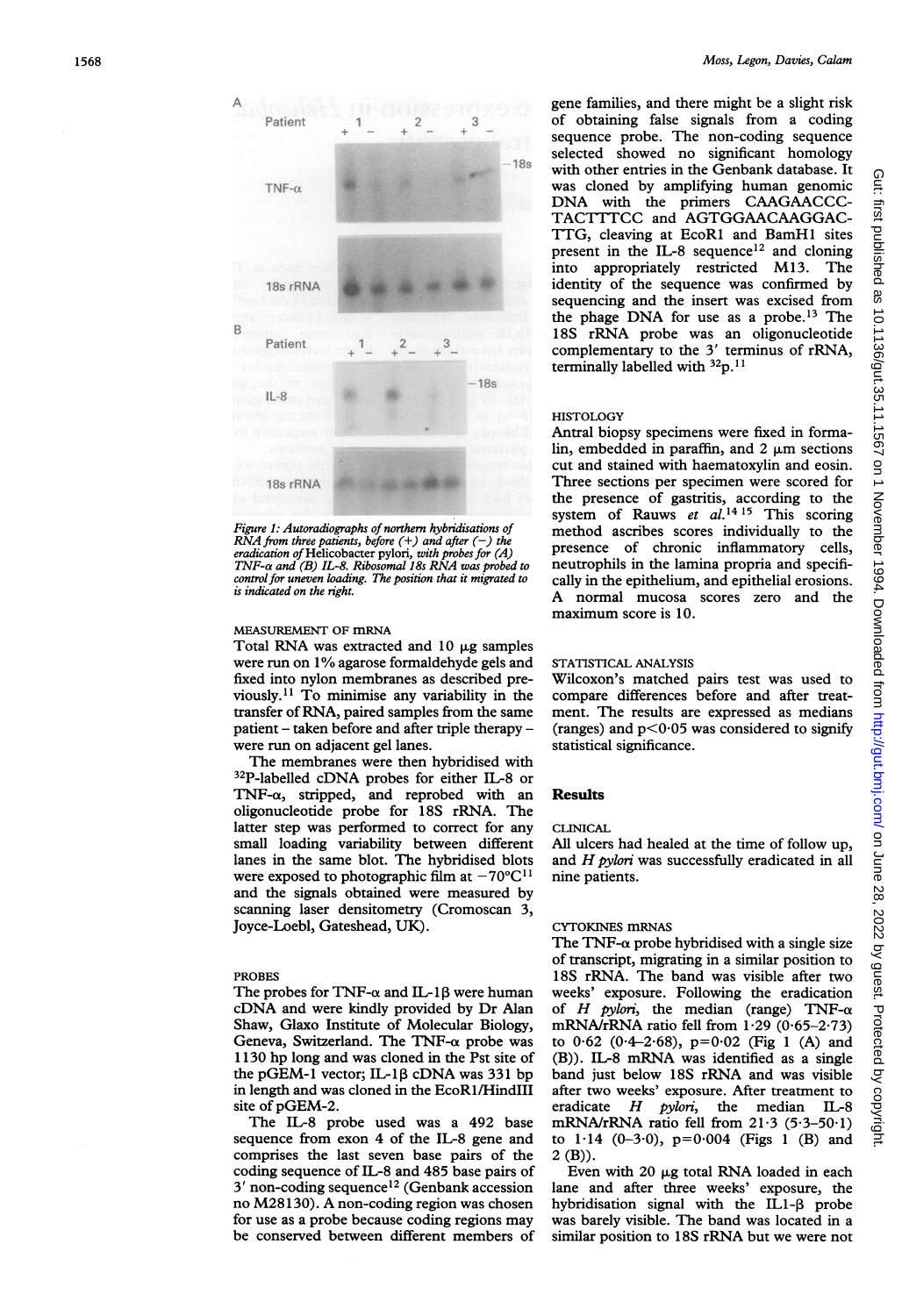Figure 1: Autoradiographs of northern hybridisations of RNA from three patients, before (+) and after (−) the eradication of Helicobacter pylori, with probes for (A) TNF-α and (B) IL-8. Ribosomal 18s RNA was probed to control for uneven loading. The position that it migrated to is indicated on the right.

MEASUREMENT OF mRNA

Total RNA was extracted and 10 μg samples were run on 1% agarose formaldehyde gels and fixed into nylon membranes as described previously.[11] To minimise any variability in the transfer of RNA, paired samples from the same patient – taken before and after triple therapy – were run on adjacent gel lanes.

The membranes were then hybridised with $^{32}$P-labelled cDNA probes for either IL-8 or TNF-α, stripped, and reprobed with an oligonucleotide probe for 18S rRNA. The latter step was performed to correct for any small loading variability between different lanes in the same blot. The hybridised blots were exposed to photographic film at −70°C[11] and the signals obtained were measured by scanning laser densitometry (Cromoscan 3, Joyce-Loebl, Gateshead, UK).

PROBES

The probes for TNF-α and IL-1β were human cDNA and were kindly provided by Dr Alan Shaw, Glaxo Institute of Molecular Biology, Geneva, Switzerland. The TNF-α probe was 1130 bp long and was cloned in the Pst site of the pGEM-1 vector; IL-1β cDNA was 331 bp in length and was cloned in the EcoR1/HindIII site of pGEM-2.

The IL-8 probe used was a 492 base sequence from exon 4 of the IL-8 gene and comprises the last seven base pairs of the coding sequence of IL-8 and 485 base pairs of 3′ non-coding sequence[12] (Genbank accession no M28130). A non-coding region was chosen for use as a probe because coding regions may be conserved between different members of gene families, and there might be a slight risk of obtaining false signals from a coding sequence probe. The non-coding sequence selected showed no significant homology with other entries in the Genbank database. It was cloned by amplifying human genomic DNA with the primers CAAGAACCC-TACTTTCC and AGTGGAACAAGGAC-TTG, cleaving at EcoR1 and BamH1 sites present in the IL-8 sequence[12] and cloning into appropriately restricted M13. The identity of the sequence was confirmed by sequencing and the insert was excised from the phage DNA for use as a probe.[13] The 18S rRNA probe was an oligonucleotide complementary to the 3′ terminus of rRNA, terminally labelled with $^{32}$p.[11]

HISTOLOGY

Antral biopsy specimens were fixed in formalin, embedded in paraffin, and 2 μm sections cut and stained with haematoxylin and eosin. Three sections per specimen were scored for the presence of gastritis, according to the system of Rauws *et al*.[14 15] This scoring method ascribes scores individually to the presence of chronic inflammatory cells, neutrophils in the lamina propria and specifically in the epithelium, and epithelial erosions. A normal mucosa scores zero and the maximum score is 10.

STATISTICAL ANALYSIS

Wilcoxon's matched pairs test was used to compare differences before and after treatment. The results are expressed as medians (ranges) and $p<0.05$ was considered to signify statistical significance.

## Results

CLINICAL

All ulcers had healed at the time of follow up, and *H pylori* was successfully eradicated in all nine patients.

CYTOKINES mRNAS

The TNF-α probe hybridised with a single size of transcript, migrating in a similar position to 18S rRNA. The band was visible after two weeks' exposure. Following the eradication of *H pylori*, the median (range) TNF-α mRNA/rRNA ratio fell from 1·29 (0·65–2·73) to 0·62 (0·4–2·68), p=0·02 (Fig 1 (A) and (B)). IL-8 mRNA was identified as a single band just below 18S rRNA and was visible after two weeks' exposure. After treatment to eradicate *H pylori*, the median IL-8 mRNA/rRNA ratio fell from 21·3 (5·3–50·1) to 1·14 (0–3·0), p=0·004 (Figs 1 (B) and 2 (B)).

Even with 20 μg total RNA loaded in each lane and after three weeks' exposure, the hybridisation signal with the IL1-β probe was barely visible. The band was located in a similar position to 18S rRNA but we were not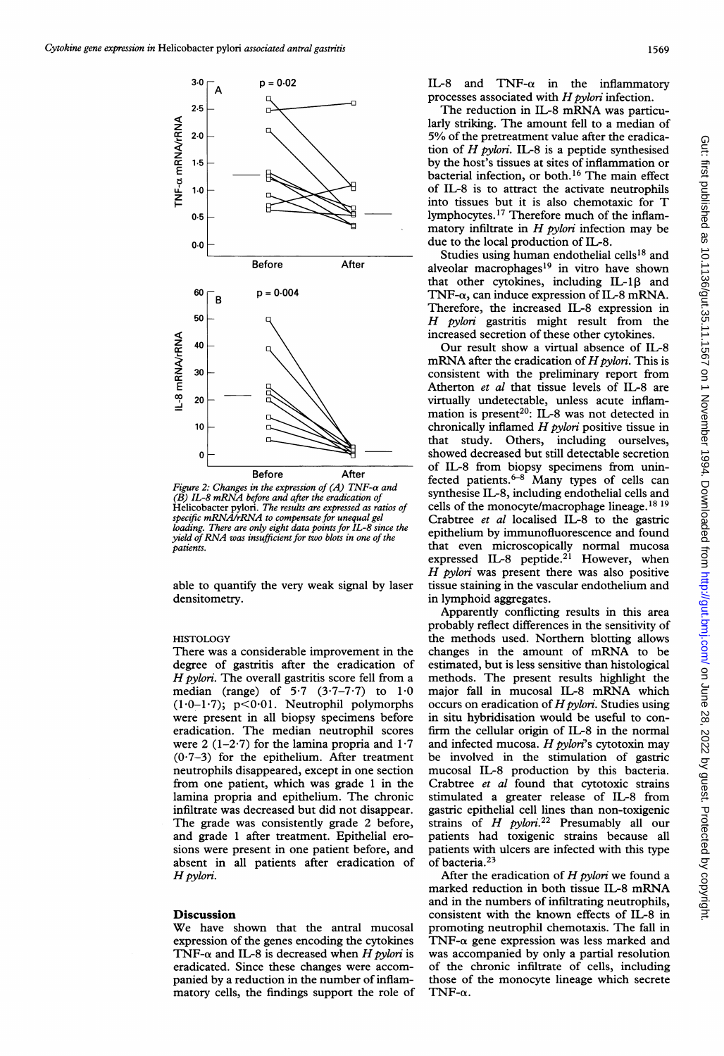Figure 2: Changes in the expression of (A) TNF-α and (B) IL-8 mRNA before and after the eradication of Helicobacter pylori. The results are expressed as ratios of specific mRNA/rRNA to compensate for unequal gel loading. There are only eight data points for IL-8 since the yield of RNA was insufficient for two blots in one of the patients.

able to quantify the very weak signal by laser densitometry.

HISTOLOGY

There was a considerable improvement in the degree of gastritis after the eradication of *H pylori*. The overall gastritis score fell from a median (range) of 5·7 (3·7–7·7) to 1·0 (1·0–1·7); $p<0·01$. Neutrophil polymorphs were present in all biopsy specimens before eradication. The median neutrophil scores were 2 (1–2·7) for the lamina propria and 1·7 (0·7–3) for the epithelium. After treatment neutrophils disappeared, except in one section from one patient, which was grade 1 in the lamina propria and epithelium. The chronic infiltrate was decreased but did not disappear. The grade was consistently grade 2 before, and grade 1 after treatment. Epithelial erosions were present in one patient before, and absent in all patients after eradication of *H pylori*.

## Discussion

We have shown that the antral mucosal expression of the genes encoding the cytokines TNF-α and IL-8 is decreased when *H pylori* is eradicated. Since these changes were accompanied by a reduction in the number of inflammatory cells, the findings support the role of IL-8 and TNF-α in the inflammatory processes associated with *H pylori* infection.

The reduction in IL-8 mRNA was particularly striking. The amount fell to a median of 5% of the pretreatment value after the eradication of *H pylori*. IL-8 is a peptide synthesised by the host's tissues at sites of inflammation or bacterial infection, or both.[16] The main effect of IL-8 is to attract the activate neutrophils into tissues but it is also chemotaxic for T lymphocytes.[17] Therefore much of the inflammatory infiltrate in *H pylori* infection may be due to the local production of IL-8.

Studies using human endothelial cells[18] and alveolar macrophages[19] in vitro have shown that other cytokines, including IL-1β and TNF-α, can induce expression of IL-8 mRNA. Therefore, the increased IL-8 expression in *H pylori* gastritis might result from the increased secretion of these other cytokines.

Our result show a virtual absence of IL-8 mRNA after the eradication of *H pylori*. This is consistent with the preliminary report from Atherton *et al* that tissue levels of IL-8 are virtually undetectable, unless acute inflammation is present[20]: IL-8 was not detected in chronically inflamed *H pylori* positive tissue in that study. Others, including ourselves, showed decreased but still detectable secretion of IL-8 from biopsy specimens from uninfected patients.[6–8] Many types of cells can synthesise IL-8, including endothelial cells and cells of the monocyte/macrophage lineage.[18 19] Crabtree *et al* localised IL-8 to the gastric epithelium by immunofluorescence and found that even microscopically normal mucosa expressed IL-8 peptide.[21] However, when *H pylori* was present there was also positive tissue staining in the vascular endothelium and in lymphoid aggregates.

Apparently conflicting results in this area probably reflect differences in the sensitivity of the methods used. Northern blotting allows changes in the amount of mRNA to be estimated, but is less sensitive than histological methods. The present results highlight the major fall in mucosal IL-8 mRNA which occurs on eradication of *H pylori*. Studies using in situ hybridisation would be useful to confirm the cellular origin of IL-8 in the normal and infected mucosa. *H pylori*'s cytotoxin may be involved in the stimulation of gastric mucosal IL-8 production by this bacteria. Crabtree *et al* found that cytotoxic strains stimulated a greater release of IL-8 from gastric epithelial cell lines than non-toxigenic strains of *H pylori*.[22] Presumably all our patients had toxigenic strains because all patients with ulcers are infected with this type of bacteria.[23]

After the eradication of *H pylori* we found a marked reduction in both tissue IL-8 mRNA and in the numbers of infiltrating neutrophils, consistent with the known effects of IL-8 in promoting neutrophil chemotaxis. The fall in TNF-α gene expression was less marked and was accompanied by only a partial resolution of the chronic infiltrate of cells, including those of the monocyte lineage which secrete TNF-α.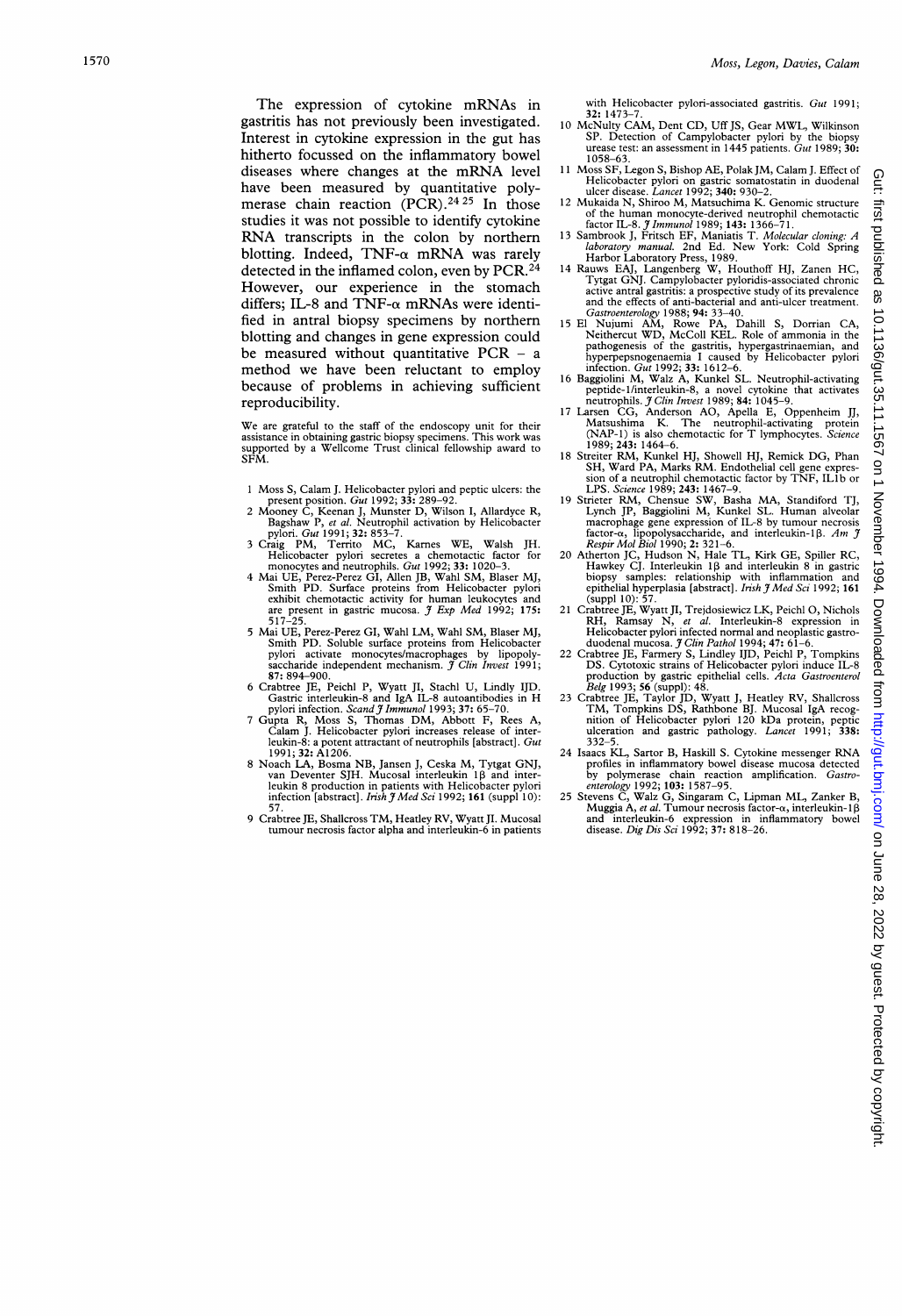The expression of cytokine mRNAs in gastritis has not previously been investigated. Interest in cytokine expression in the gut has hitherto focussed on the inflammatory bowel diseases where changes at the mRNA level have been measured by quantitative polymerase chain reaction (PCR).[24 25] In those studies it was not possible to identify cytokine RNA transcripts in the colon by northern blotting. Indeed, TNF-α mRNA was rarely detected in the inflamed colon, even by PCR.[24] However, our experience in the stomach differs; IL-8 and TNF-α mRNAs were identified in antral biopsy specimens by northern blotting and changes in gene expression could be measured without quantitative PCR – a method we have been reluctant to employ because of problems in achieving sufficient reproducibility.

We are grateful to the staff of the endoscopy unit for their assistance in obtaining gastric biopsy specimens. This work was supported by a Wellcome Trust clinical fellowship award to SFM.

1 Moss S, Calam J. Helicobacter pylori and peptic ulcers: the present position. *Gut* 1992; **33:** 289–92.
2 Mooney C, Keenan J, Munster D, Wilson I, Allardyce R, Bagshaw P, *et al.* Neutrophil activation by Helicobacter pylori. *Gut* 1991; **32:** 853–7.
3 Craig PM, Territo MC, Karnes WE, Walsh JH. Helicobacter pylori secretes a chemotactic factor for monocytes and neutrophils. *Gut* 1992; **33:** 1020–3.
4 Mai UE, Perez-Perez GI, Allen JB, Wahl SM, Blaser MJ, Smith PD. Surface proteins from Helicobacter pylori exhibit chemotactic activity for human leukocytes and are present in gastric mucosa. *J Exp Med* 1992; **175:** 517–25.
5 Mai UE, Perez-Perez GI, Wahl LM, Wahl SM, Blaser MJ, Smith PD. Soluble surface proteins from Helicobacter pylori activate monocytes/macrophages by lipopolysaccharide independent mechanism. *J Clin Invest* 1991; **87:** 894–900.
6 Crabtree JE, Peichl P, Wyatt JI, Stachl U, Lindly IJD. Gastric interleukin-8 and IgA IL-8 autoantibodies in H pylori infection. *Scand J Immunol* 1993; **37:** 65–70.
7 Gupta R, Moss S, Thomas DM, Abbott F, Rees A, Calam J. Helicobacter pylori increases release of interleukin-8: a potent attractant of neutrophils [abstract]. *Gut* 1991; **32:** A1206.
8 Noach LA, Bosma NB, Jansen J, Ceska M, Tytgat GNJ, van Deventer SJH. Mucosal interleukin 1β and interleukin 8 production in patients with Helicobacter pylori infection [abstract]. *Irish J Med Sci* 1992; **161** (suppl 10): 57.
9 Crabtree JE, Shallcross TM, Heatley RV, Wyatt JI. Mucosal tumour necrosis factor alpha and interleukin-6 in patients with Helicobacter pylori-associated gastritis. *Gut* 1991; **32:** 1473–7.
10 McNulty CAM, Dent CD, Uff JS, Gear MWL, Wilkinson SP. Detection of Campylobacter pylori by the biopsy urease test: an assessment in 1445 patients. *Gut* 1989; **30:** 1058–63.
11 Moss SF, Legon S, Bishop AE, Polak JM, Calam J. Effect of Helicobacter pylori on gastric somatostatin in duodenal ulcer disease. *Lancet* 1992; **340:** 930–2.
12 Mukaida N, Shiroo M, Matsuchima K. Genomic structure of the human monocyte-derived neutrophil chemotactic factor IL-8. *J Immunol* 1989; **143:** 1366–71.
13 Sambrook J, Fritsch EF, Maniatis T. *Molecular cloning: A laboratory manual.* 2nd Ed. New York: Cold Spring Harbor Laboratory Press, 1989.
14 Rauws EAJ, Langenberg W, Houthoff HJ, Zanen HC, Tytgat GNJ. Campylobacter pyloridis-associated chronic active antral gastritis: a prospective study of its prevalence and the effects of anti-bacterial and anti-ulcer treatment. *Gastroenterology* 1988; **94:** 33–40.
15 El Nujumi AM, Rowe PA, Dahill S, Dorrian CA, Neithercut WD, McColl KEL. Role of ammonia in the pathogenesis of the gastritis, hypergastrinaemian, and hyperpepsnogenaemia I caused by Helicobacter pylori infection. *Gut* 1992; **33:** 1612–6.
16 Baggiolini M, Walz A, Kunkel SL. Neutrophil-activating peptide-1/interleukin-8, a novel cytokine that activates neutrophils. *J Clin Invest* 1989; **84:** 1045–9.
17 Larsen CG, Anderson AO, Apella E, Oppenheim JJ, Matsushima K. The neutrophil-activating protein (NAP-1) is also chemotactic for T lymphocytes. *Science* 1989; **243:** 1464–6.
18 Streiter RM, Kunkel HJ, Showell HJ, Remick DG, Phan SH, Ward PA, Marks RM. Endothelial cell gene expression of a neutrophil chemotactic factor by TNF, IL1b or LPS. *Science* 1989; **243:** 1467–9.
19 Strieter RM, Chensue SW, Basha MA, Standiford TJ, Lynch JP, Baggiolini M, Kunkel SL. Human alveolar macrophage gene expression of IL-8 by tumour necrosis factor-α, lipopolysaccharide, and interleukin-1β. *Am J Respir Mol Biol* 1990; **2:** 321–6.
20 Atherton JC, Hudson N, Hale TL, Kirk GE, Spiller RC, Hawkey CJ. Interleukin 1β and interleukin 8 in gastric biopsy samples: relationship with inflammation and epithelial hyperplasia [abstract]. *Irish J Med Sci* 1992; **161** (suppl 10): 57.
21 Crabtree JE, Wyatt JI, Trejdosiewicz LK, Peichl O, Nichols RH, Ramsay N, *et al.* Interleukin-8 expression in Helicobacter pylori infected normal and neoplastic gastroduodenal mucosa. *J Clin Pathol* 1994; **47:** 61–6.
22 Crabtree JE, Farmery S, Lindley IJD, Peichl P, Tompkins DS. Cytotoxic strains of Helicobacter pylori induce IL-8 production by gastric epithelial cells. *Acta Gastroenterol Belg* 1993; **56** (suppl): 48.
23 Crabtree JE, Taylor JD, Wyatt J, Heatley RV, Shallcross TM, Tompkins DS, Rathbone BJ. Mucosal IgA recognition of Helicobacter pylori 120 kDa protein, peptic ulceration and gastric pathology. *Lancet* 1991; **338:** 332–5.
24 Isaacs KL, Sartor B, Haskill S. Cytokine messenger RNA profiles in inflammatory bowel disease mucosa detected by polymerase chain reaction amplification. *Gastroenterology* 1992; **103:** 1587–95.
25 Stevens C, Walz G, Singaram C, Lipman ML, Zanker B, Muggia A, *et al.* Tumour necrosis factor-α, interleukin-1β and interleukin-6 expression in inflammatory bowel disease. *Dig Dis Sci* 1992; **37:** 818–26.